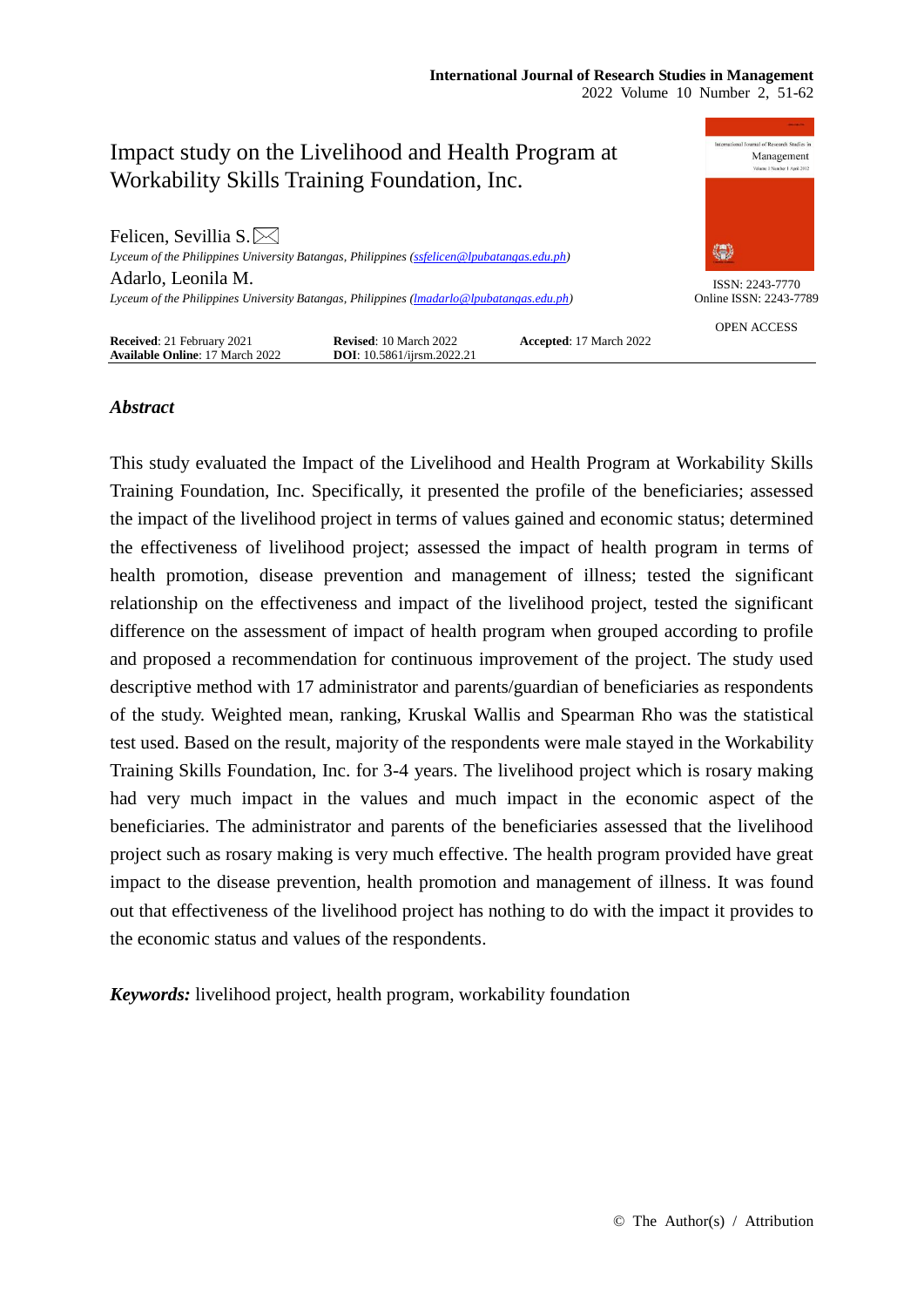# Impact study on the Livelihood and Health Program at Workability Skills Training Foundation, Inc.

Felicen, Sevillia S.

*Lyceum of the Philippines University Batangas, Philippines (ssfelicen@lpubatangas.edu.ph)*

Adarlo, Leonila M.

*Lyceum of the Philippines University Batangas, Philippines (lmadarlo@lpubatangas.edu.ph)*

ISSN: 2243-7770
Online ISSN: 2243-7789

OPEN ACCESS

**Received**: 21 February 2021 **Revised**: 10 March 2022 **Accepted**: 17 March 2022
**Available Online**: 17 March 2022 **DOI**: 10.5861/ijrsm.2022.21

## *Abstract*

This study evaluated the Impact of the Livelihood and Health Program at Workability Skills Training Foundation, Inc. Specifically, it presented the profile of the beneficiaries; assessed the impact of the livelihood project in terms of values gained and economic status; determined the effectiveness of livelihood project; assessed the impact of health program in terms of health promotion, disease prevention and management of illness; tested the significant relationship on the effectiveness and impact of the livelihood project, tested the significant difference on the assessment of impact of health program when grouped according to profile and proposed a recommendation for continuous improvement of the project. The study used descriptive method with 17 administrator and parents/guardian of beneficiaries as respondents of the study. Weighted mean, ranking, Kruskal Wallis and Spearman Rho was the statistical test used. Based on the result, majority of the respondents were male stayed in the Workability Training Skills Foundation, Inc. for 3-4 years. The livelihood project which is rosary making had very much impact in the values and much impact in the economic aspect of the beneficiaries. The administrator and parents of the beneficiaries assessed that the livelihood project such as rosary making is very much effective. The health program provided have great impact to the disease prevention, health promotion and management of illness. It was found out that effectiveness of the livelihood project has nothing to do with the impact it provides to the economic status and values of the respondents.

***Keywords:*** livelihood project, health program, workability foundation

© The Author(s) / Attribution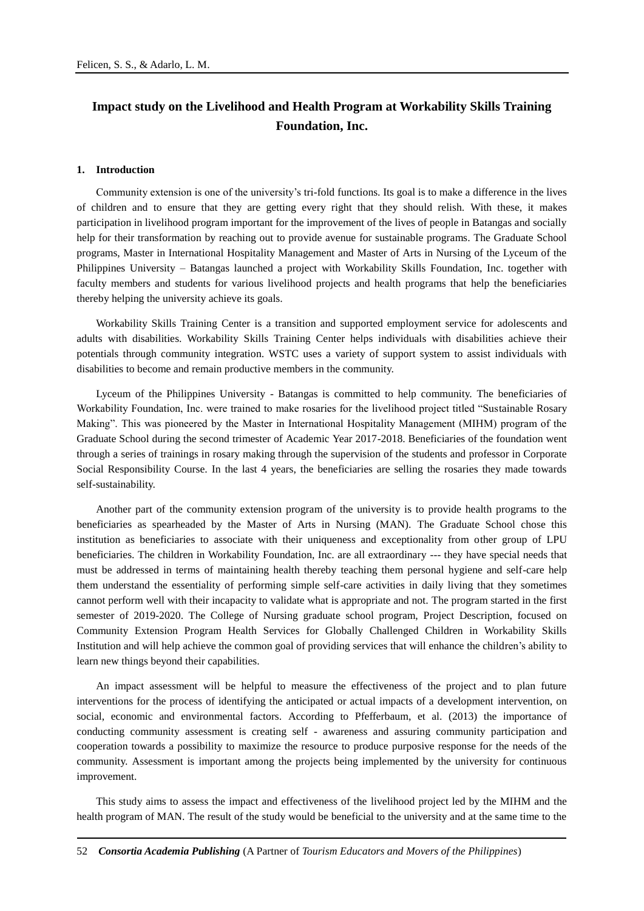# Impact study on the Livelihood and Health Program at Workability Skills Training Foundation, Inc.

## 1. Introduction

Community extension is one of the university's tri-fold functions. Its goal is to make a difference in the lives of children and to ensure that they are getting every right that they should relish. With these, it makes participation in livelihood program important for the improvement of the lives of people in Batangas and socially help for their transformation by reaching out to provide avenue for sustainable programs. The Graduate School programs, Master in International Hospitality Management and Master of Arts in Nursing of the Lyceum of the Philippines University – Batangas launched a project with Workability Skills Foundation, Inc. together with faculty members and students for various livelihood projects and health programs that help the beneficiaries thereby helping the university achieve its goals.

Workability Skills Training Center is a transition and supported employment service for adolescents and adults with disabilities. Workability Skills Training Center helps individuals with disabilities achieve their potentials through community integration. WSTC uses a variety of support system to assist individuals with disabilities to become and remain productive members in the community.

Lyceum of the Philippines University - Batangas is committed to help community. The beneficiaries of Workability Foundation, Inc. were trained to make rosaries for the livelihood project titled "Sustainable Rosary Making". This was pioneered by the Master in International Hospitality Management (MIHM) program of the Graduate School during the second trimester of Academic Year 2017-2018. Beneficiaries of the foundation went through a series of trainings in rosary making through the supervision of the students and professor in Corporate Social Responsibility Course. In the last 4 years, the beneficiaries are selling the rosaries they made towards self-sustainability.

Another part of the community extension program of the university is to provide health programs to the beneficiaries as spearheaded by the Master of Arts in Nursing (MAN). The Graduate School chose this institution as beneficiaries to associate with their uniqueness and exceptionality from other group of LPU beneficiaries. The children in Workability Foundation, Inc. are all extraordinary --- they have special needs that must be addressed in terms of maintaining health thereby teaching them personal hygiene and self-care help them understand the essentiality of performing simple self-care activities in daily living that they sometimes cannot perform well with their incapacity to validate what is appropriate and not. The program started in the first semester of 2019-2020. The College of Nursing graduate school program, Project Description, focused on Community Extension Program Health Services for Globally Challenged Children in Workability Skills Institution and will help achieve the common goal of providing services that will enhance the children's ability to learn new things beyond their capabilities.

An impact assessment will be helpful to measure the effectiveness of the project and to plan future interventions for the process of identifying the anticipated or actual impacts of a development intervention, on social, economic and environmental factors. According to Pfefferbaum, et al. (2013) the importance of conducting community assessment is creating self - awareness and assuring community participation and cooperation towards a possibility to maximize the resource to produce purposive response for the needs of the community. Assessment is important among the projects being implemented by the university for continuous improvement.

This study aims to assess the impact and effectiveness of the livelihood project led by the MIHM and the health program of MAN. The result of the study would be beneficial to the university and at the same time to the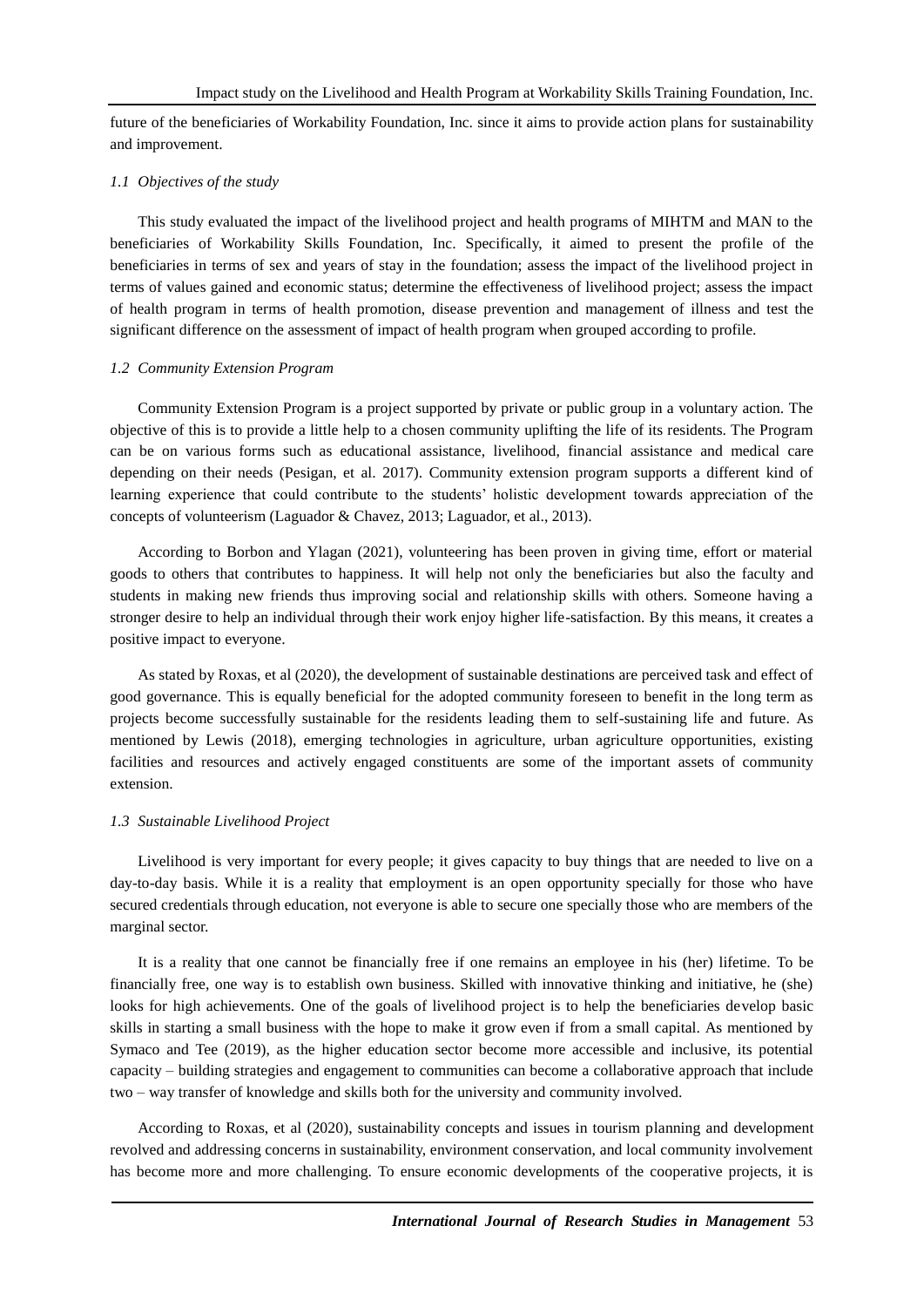future of the beneficiaries of Workability Foundation, Inc. since it aims to provide action plans for sustainability and improvement.

### *1.1 Objectives of the study*

This study evaluated the impact of the livelihood project and health programs of MIHTM and MAN to the beneficiaries of Workability Skills Foundation, Inc. Specifically, it aimed to present the profile of the beneficiaries in terms of sex and years of stay in the foundation; assess the impact of the livelihood project in terms of values gained and economic status; determine the effectiveness of livelihood project; assess the impact of health program in terms of health promotion, disease prevention and management of illness and test the significant difference on the assessment of impact of health program when grouped according to profile.

### *1.2 Community Extension Program*

Community Extension Program is a project supported by private or public group in a voluntary action. The objective of this is to provide a little help to a chosen community uplifting the life of its residents. The Program can be on various forms such as educational assistance, livelihood, financial assistance and medical care depending on their needs (Pesigan, et al. 2017). Community extension program supports a different kind of learning experience that could contribute to the students' holistic development towards appreciation of the concepts of volunteerism (Laguador & Chavez, 2013; Laguador, et al., 2013).

According to Borbon and Ylagan (2021), volunteering has been proven in giving time, effort or material goods to others that contributes to happiness. It will help not only the beneficiaries but also the faculty and students in making new friends thus improving social and relationship skills with others. Someone having a stronger desire to help an individual through their work enjoy higher life-satisfaction. By this means, it creates a positive impact to everyone.

As stated by Roxas, et al (2020), the development of sustainable destinations are perceived task and effect of good governance. This is equally beneficial for the adopted community foreseen to benefit in the long term as projects become successfully sustainable for the residents leading them to self-sustaining life and future. As mentioned by Lewis (2018), emerging technologies in agriculture, urban agriculture opportunities, existing facilities and resources and actively engaged constituents are some of the important assets of community extension.

### *1.3 Sustainable Livelihood Project*

Livelihood is very important for every people; it gives capacity to buy things that are needed to live on a day-to-day basis. While it is a reality that employment is an open opportunity specially for those who have secured credentials through education, not everyone is able to secure one specially those who are members of the marginal sector.

It is a reality that one cannot be financially free if one remains an employee in his (her) lifetime. To be financially free, one way is to establish own business. Skilled with innovative thinking and initiative, he (she) looks for high achievements. One of the goals of livelihood project is to help the beneficiaries develop basic skills in starting a small business with the hope to make it grow even if from a small capital. As mentioned by Symaco and Tee (2019), as the higher education sector become more accessible and inclusive, its potential capacity – building strategies and engagement to communities can become a collaborative approach that include two – way transfer of knowledge and skills both for the university and community involved.

According to Roxas, et al (2020), sustainability concepts and issues in tourism planning and development revolved and addressing concerns in sustainability, environment conservation, and local community involvement has become more and more challenging. To ensure economic developments of the cooperative projects, it is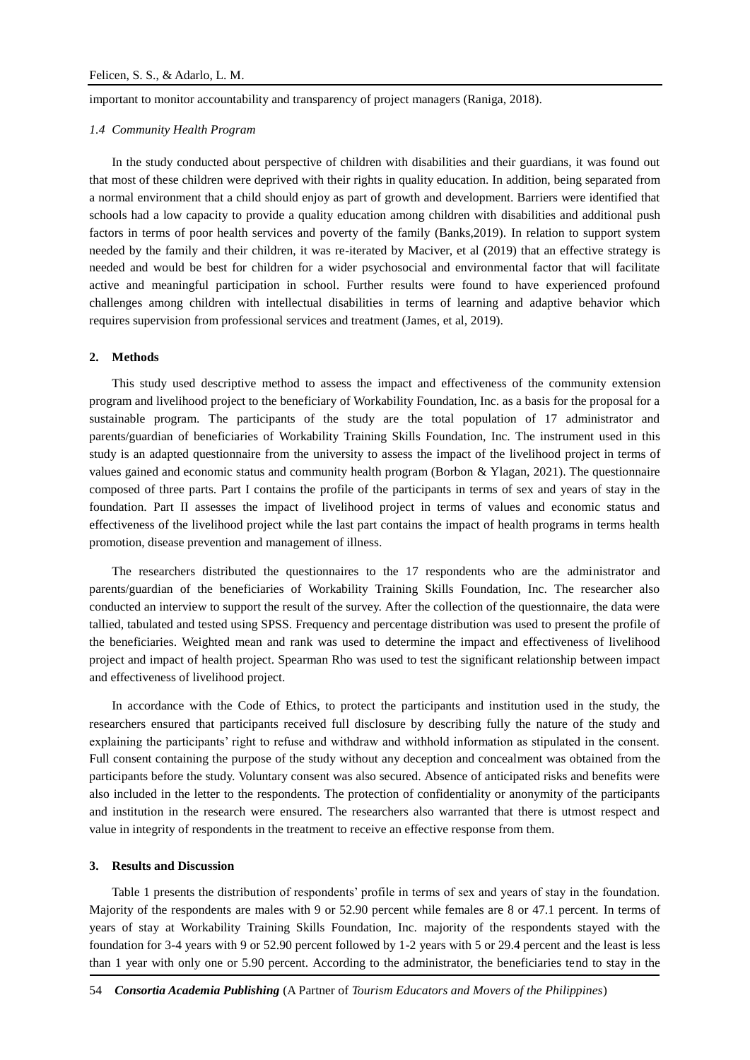important to monitor accountability and transparency of project managers (Raniga, 2018).

### *1.4 Community Health Program*

In the study conducted about perspective of children with disabilities and their guardians, it was found out that most of these children were deprived with their rights in quality education. In addition, being separated from a normal environment that a child should enjoy as part of growth and development. Barriers were identified that schools had a low capacity to provide a quality education among children with disabilities and additional push factors in terms of poor health services and poverty of the family (Banks,2019). In relation to support system needed by the family and their children, it was re-iterated by Maciver, et al (2019) that an effective strategy is needed and would be best for children for a wider psychosocial and environmental factor that will facilitate active and meaningful participation in school. Further results were found to have experienced profound challenges among children with intellectual disabilities in terms of learning and adaptive behavior which requires supervision from professional services and treatment (James, et al, 2019).

## 2. Methods

This study used descriptive method to assess the impact and effectiveness of the community extension program and livelihood project to the beneficiary of Workability Foundation, Inc. as a basis for the proposal for a sustainable program. The participants of the study are the total population of 17 administrator and parents/guardian of beneficiaries of Workability Training Skills Foundation, Inc. The instrument used in this study is an adapted questionnaire from the university to assess the impact of the livelihood project in terms of values gained and economic status and community health program (Borbon & Ylagan, 2021). The questionnaire composed of three parts. Part I contains the profile of the participants in terms of sex and years of stay in the foundation. Part II assesses the impact of livelihood project in terms of values and economic status and effectiveness of the livelihood project while the last part contains the impact of health programs in terms health promotion, disease prevention and management of illness.

The researchers distributed the questionnaires to the 17 respondents who are the administrator and parents/guardian of the beneficiaries of Workability Training Skills Foundation, Inc. The researcher also conducted an interview to support the result of the survey. After the collection of the questionnaire, the data were tallied, tabulated and tested using SPSS. Frequency and percentage distribution was used to present the profile of the beneficiaries. Weighted mean and rank was used to determine the impact and effectiveness of livelihood project and impact of health project. Spearman Rho was used to test the significant relationship between impact and effectiveness of livelihood project.

In accordance with the Code of Ethics, to protect the participants and institution used in the study, the researchers ensured that participants received full disclosure by describing fully the nature of the study and explaining the participants' right to refuse and withdraw and withhold information as stipulated in the consent. Full consent containing the purpose of the study without any deception and concealment was obtained from the participants before the study. Voluntary consent was also secured. Absence of anticipated risks and benefits were also included in the letter to the respondents. The protection of confidentiality or anonymity of the participants and institution in the research were ensured. The researchers also warranted that there is utmost respect and value in integrity of respondents in the treatment to receive an effective response from them.

## 3. Results and Discussion

Table 1 presents the distribution of respondents' profile in terms of sex and years of stay in the foundation. Majority of the respondents are males with 9 or 52.90 percent while females are 8 or 47.1 percent. In terms of years of stay at Workability Training Skills Foundation, Inc. majority of the respondents stayed with the foundation for 3-4 years with 9 or 52.90 percent followed by 1-2 years with 5 or 29.4 percent and the least is less than 1 year with only one or 5.90 percent. According to the administrator, the beneficiaries tend to stay in the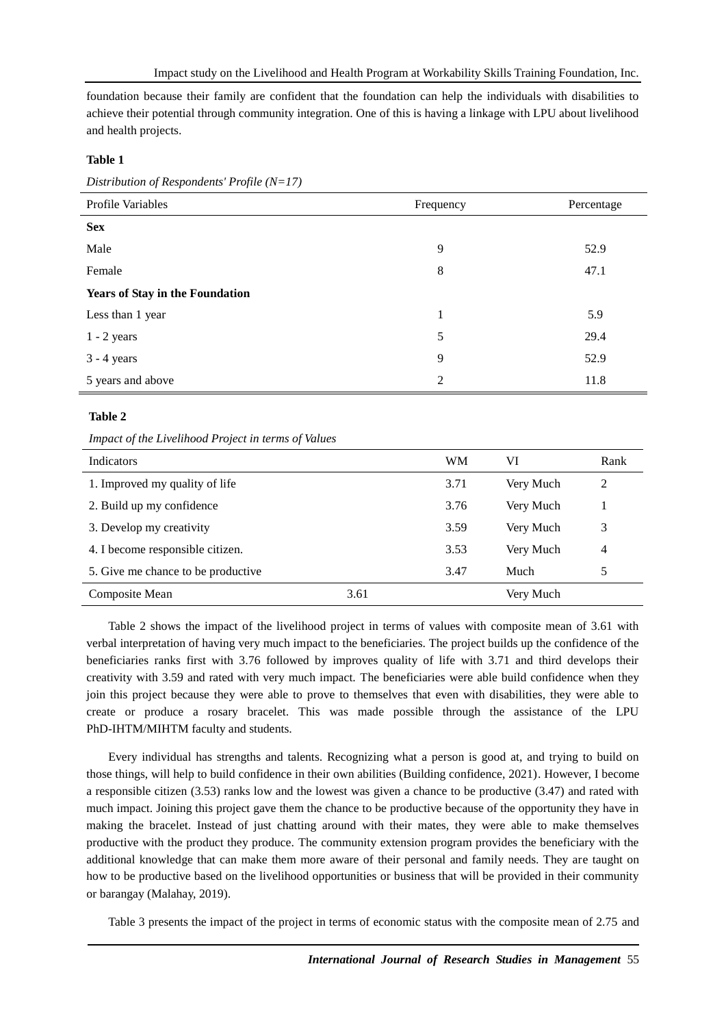foundation because their family are confident that the foundation can help the individuals with disabilities to achieve their potential through community integration. One of this is having a linkage with LPU about livelihood and health projects.

**Table 1**

*Distribution of Respondents' Profile (N=17)*

| Profile Variables | Frequency | Percentage |
|---|---|---|
| **Sex** | | |
| Male | 9 | 52.9 |
| Female | 8 | 47.1 |
| **Years of Stay in the Foundation** | | |
| Less than 1 year | 1 | 5.9 |
| 1 - 2 years | 5 | 29.4 |
| 3 - 4 years | 9 | 52.9 |
| 5 years and above | 2 | 11.8 |

**Table 2**

*Impact of the Livelihood Project in terms of Values*

| Indicators | WM | VI | Rank |
|---|---|---|---|
| 1. Improved my quality of life | 3.71 | Very Much | 2 |
| 2. Build up my confidence | 3.76 | Very Much | 1 |
| 3. Develop my creativity | 3.59 | Very Much | 3 |
| 4. I become responsible citizen. | 3.53 | Very Much | 4 |
| 5. Give me chance to be productive | 3.47 | Much | 5 |
| Composite Mean | 3.61 | Very Much | |

Table 2 shows the impact of the livelihood project in terms of values with composite mean of 3.61 with verbal interpretation of having very much impact to the beneficiaries. The project builds up the confidence of the beneficiaries ranks first with 3.76 followed by improves quality of life with 3.71 and third develops their creativity with 3.59 and rated with very much impact. The beneficiaries were able build confidence when they join this project because they were able to prove to themselves that even with disabilities, they were able to create or produce a rosary bracelet. This was made possible through the assistance of the LPU PhD-IHTM/MIHTM faculty and students.

Every individual has strengths and talents. Recognizing what a person is good at, and trying to build on those things, will help to build confidence in their own abilities (Building confidence, 2021). However, I become a responsible citizen (3.53) ranks low and the lowest was given a chance to be productive (3.47) and rated with much impact. Joining this project gave them the chance to be productive because of the opportunity they have in making the bracelet. Instead of just chatting around with their mates, they were able to make themselves productive with the product they produce. The community extension program provides the beneficiary with the additional knowledge that can make them more aware of their personal and family needs. They are taught on how to be productive based on the livelihood opportunities or business that will be provided in their community or barangay (Malahay, 2019).

Table 3 presents the impact of the project in terms of economic status with the composite mean of 2.75 and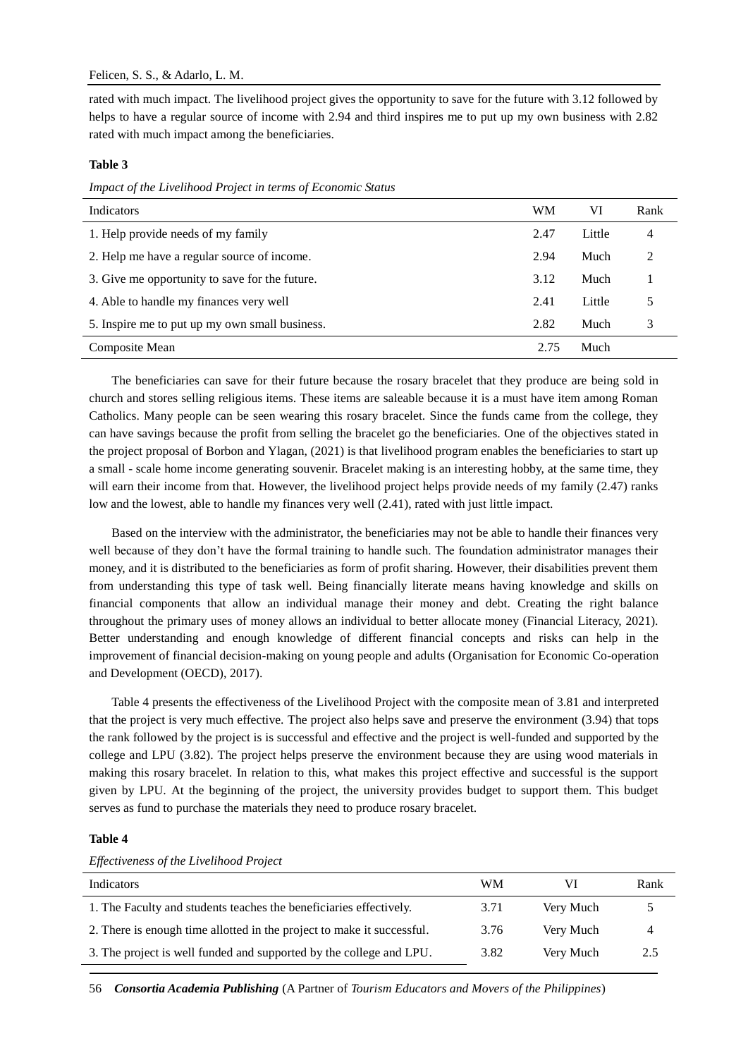rated with much impact. The livelihood project gives the opportunity to save for the future with 3.12 followed by helps to have a regular source of income with 2.94 and third inspires me to put up my own business with 2.82 rated with much impact among the beneficiaries.

**Table 3**

*Impact of the Livelihood Project in terms of Economic Status*

| Indicators | WM | VI | Rank |
|---|---|---|---|
| 1. Help provide needs of my family | 2.47 | Little | 4 |
| 2. Help me have a regular source of income. | 2.94 | Much | 2 |
| 3. Give me opportunity to save for the future. | 3.12 | Much | 1 |
| 4. Able to handle my finances very well | 2.41 | Little | 5 |
| 5. Inspire me to put up my own small business. | 2.82 | Much | 3 |
| Composite Mean | 2.75 | Much | |

The beneficiaries can save for their future because the rosary bracelet that they produce are being sold in church and stores selling religious items. These items are saleable because it is a must have item among Roman Catholics. Many people can be seen wearing this rosary bracelet. Since the funds came from the college, they can have savings because the profit from selling the bracelet go the beneficiaries. One of the objectives stated in the project proposal of Borbon and Ylagan, (2021) is that livelihood program enables the beneficiaries to start up a small - scale home income generating souvenir. Bracelet making is an interesting hobby, at the same time, they will earn their income from that. However, the livelihood project helps provide needs of my family (2.47) ranks low and the lowest, able to handle my finances very well (2.41), rated with just little impact.

Based on the interview with the administrator, the beneficiaries may not be able to handle their finances very well because of they don't have the formal training to handle such. The foundation administrator manages their money, and it is distributed to the beneficiaries as form of profit sharing. However, their disabilities prevent them from understanding this type of task well. Being financially literate means having knowledge and skills on financial components that allow an individual manage their money and debt. Creating the right balance throughout the primary uses of money allows an individual to better allocate money (Financial Literacy, 2021). Better understanding and enough knowledge of different financial concepts and risks can help in the improvement of financial decision-making on young people and adults (Organisation for Economic Co-operation and Development (OECD), 2017).

Table 4 presents the effectiveness of the Livelihood Project with the composite mean of 3.81 and interpreted that the project is very much effective. The project also helps save and preserve the environment (3.94) that tops the rank followed by the project is is successful and effective and the project is well-funded and supported by the college and LPU (3.82). The project helps preserve the environment because they are using wood materials in making this rosary bracelet. In relation to this, what makes this project effective and successful is the support given by LPU. At the beginning of the project, the university provides budget to support them. This budget serves as fund to purchase the materials they need to produce rosary bracelet.

**Table 4**

*Effectiveness of the Livelihood Project*

| Indicators | WM | VI | Rank |
|---|---|---|---|
| 1. The Faculty and students teaches the beneficiaries effectively. | 3.71 | Very Much | 5 |
| 2. There is enough time allotted in the project to make it successful. | 3.76 | Very Much | 4 |
| 3. The project is well funded and supported by the college and LPU. | 3.82 | Very Much | 2.5 |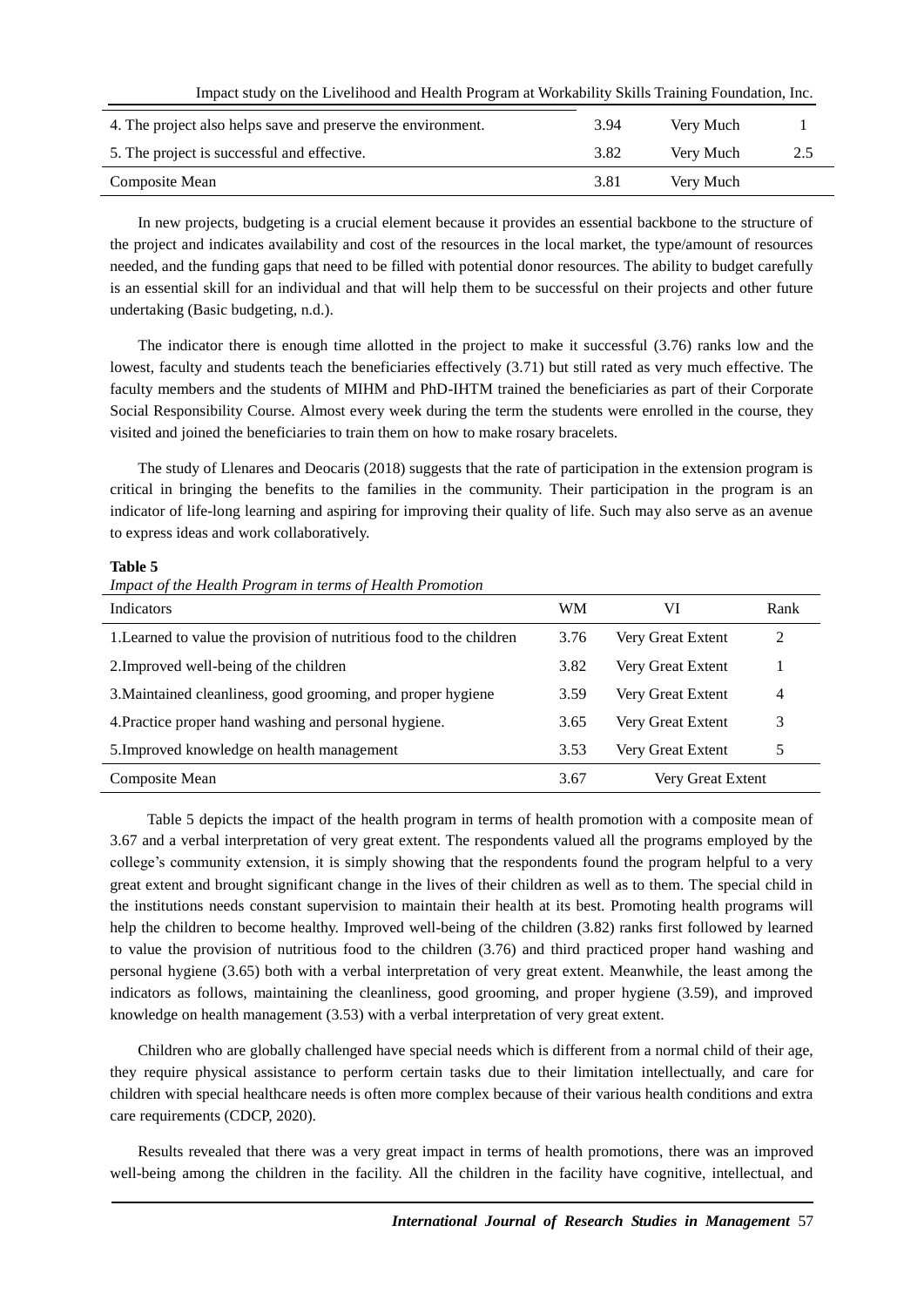| | | | |
|---|---|---|---|
| 4. The project also helps save and preserve the environment. | 3.94 | Very Much | 1 |
| 5. The project is successful and effective. | 3.82 | Very Much | 2.5 |
| Composite Mean | 3.81 | Very Much | |

In new projects, budgeting is a crucial element because it provides an essential backbone to the structure of the project and indicates availability and cost of the resources in the local market, the type/amount of resources needed, and the funding gaps that need to be filled with potential donor resources. The ability to budget carefully is an essential skill for an individual and that will help them to be successful on their projects and other future undertaking (Basic budgeting, n.d.).

The indicator there is enough time allotted in the project to make it successful (3.76) ranks low and the lowest, faculty and students teach the beneficiaries effectively (3.71) but still rated as very much effective. The faculty members and the students of MIHM and PhD-IHTM trained the beneficiaries as part of their Corporate Social Responsibility Course. Almost every week during the term the students were enrolled in the course, they visited and joined the beneficiaries to train them on how to make rosary bracelets.

The study of Llenares and Deocaris (2018) suggests that the rate of participation in the extension program is critical in bringing the benefits to the families in the community. Their participation in the program is an indicator of life-long learning and aspiring for improving their quality of life. Such may also serve as an avenue to express ideas and work collaboratively.

**Table 5**

*Impact of the Health Program in terms of Health Promotion*

| Indicators | WM | VI | Rank |
|---|---|---|---|
| 1.Learned to value the provision of nutritious food to the children | 3.76 | Very Great Extent | 2 |
| 2.Improved well-being of the children | 3.82 | Very Great Extent | 1 |
| 3.Maintained cleanliness, good grooming, and proper hygiene | 3.59 | Very Great Extent | 4 |
| 4.Practice proper hand washing and personal hygiene. | 3.65 | Very Great Extent | 3 |
| 5.Improved knowledge on health management | 3.53 | Very Great Extent | 5 |
| Composite Mean | 3.67 | Very Great Extent | |

Table 5 depicts the impact of the health program in terms of health promotion with a composite mean of 3.67 and a verbal interpretation of very great extent. The respondents valued all the programs employed by the college's community extension, it is simply showing that the respondents found the program helpful to a very great extent and brought significant change in the lives of their children as well as to them. The special child in the institutions needs constant supervision to maintain their health at its best. Promoting health programs will help the children to become healthy. Improved well-being of the children (3.82) ranks first followed by learned to value the provision of nutritious food to the children (3.76) and third practiced proper hand washing and personal hygiene (3.65) both with a verbal interpretation of very great extent. Meanwhile, the least among the indicators as follows, maintaining the cleanliness, good grooming, and proper hygiene (3.59), and improved knowledge on health management (3.53) with a verbal interpretation of very great extent.

Children who are globally challenged have special needs which is different from a normal child of their age, they require physical assistance to perform certain tasks due to their limitation intellectually, and care for children with special healthcare needs is often more complex because of their various health conditions and extra care requirements (CDCP, 2020).

Results revealed that there was a very great impact in terms of health promotions, there was an improved well-being among the children in the facility. All the children in the facility have cognitive, intellectual, and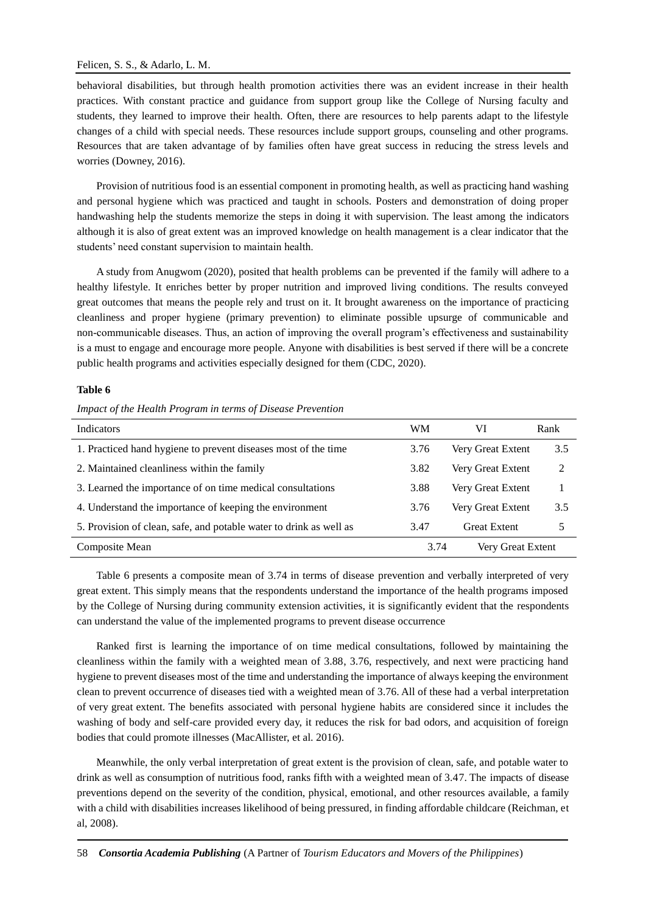behavioral disabilities, but through health promotion activities there was an evident increase in their health practices. With constant practice and guidance from support group like the College of Nursing faculty and students, they learned to improve their health. Often, there are resources to help parents adapt to the lifestyle changes of a child with special needs. These resources include support groups, counseling and other programs. Resources that are taken advantage of by families often have great success in reducing the stress levels and worries (Downey, 2016).

Provision of nutritious food is an essential component in promoting health, as well as practicing hand washing and personal hygiene which was practiced and taught in schools. Posters and demonstration of doing proper handwashing help the students memorize the steps in doing it with supervision. The least among the indicators although it is also of great extent was an improved knowledge on health management is a clear indicator that the students' need constant supervision to maintain health.

A study from Anugwom (2020), posited that health problems can be prevented if the family will adhere to a healthy lifestyle. It enriches better by proper nutrition and improved living conditions. The results conveyed great outcomes that means the people rely and trust on it. It brought awareness on the importance of practicing cleanliness and proper hygiene (primary prevention) to eliminate possible upsurge of communicable and non-communicable diseases. Thus, an action of improving the overall program's effectiveness and sustainability is a must to engage and encourage more people. Anyone with disabilities is best served if there will be a concrete public health programs and activities especially designed for them (CDC, 2020).

**Table 6**

*Impact of the Health Program in terms of Disease Prevention*

| Indicators | WM | VI | Rank |
|---|---|---|---|
| 1. Practiced hand hygiene to prevent diseases most of the time | 3.76 | Very Great Extent | 3.5 |
| 2. Maintained cleanliness within the family | 3.82 | Very Great Extent | 2 |
| 3. Learned the importance of on time medical consultations | 3.88 | Very Great Extent | 1 |
| 4. Understand the importance of keeping the environment | 3.76 | Very Great Extent | 3.5 |
| 5. Provision of clean, safe, and potable water to drink as well as | 3.47 | Great Extent | 5 |
| Composite Mean | 3.74 | Very Great Extent | |

Table 6 presents a composite mean of 3.74 in terms of disease prevention and verbally interpreted of very great extent. This simply means that the respondents understand the importance of the health programs imposed by the College of Nursing during community extension activities, it is significantly evident that the respondents can understand the value of the implemented programs to prevent disease occurrence

Ranked first is learning the importance of on time medical consultations, followed by maintaining the cleanliness within the family with a weighted mean of 3.88, 3.76, respectively, and next were practicing hand hygiene to prevent diseases most of the time and understanding the importance of always keeping the environment clean to prevent occurrence of diseases tied with a weighted mean of 3.76. All of these had a verbal interpretation of very great extent. The benefits associated with personal hygiene habits are considered since it includes the washing of body and self-care provided every day, it reduces the risk for bad odors, and acquisition of foreign bodies that could promote illnesses (MacAllister, et al. 2016).

Meanwhile, the only verbal interpretation of great extent is the provision of clean, safe, and potable water to drink as well as consumption of nutritious food, ranks fifth with a weighted mean of 3.47. The impacts of disease preventions depend on the severity of the condition, physical, emotional, and other resources available, a family with a child with disabilities increases likelihood of being pressured, in finding affordable childcare (Reichman, et al, 2008).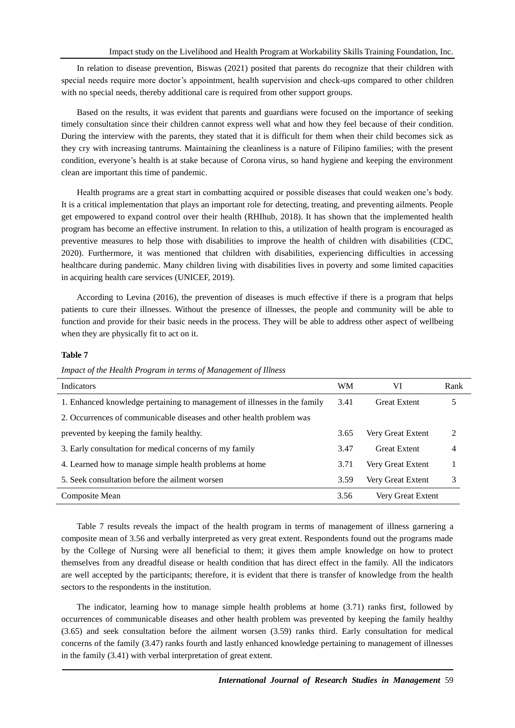In relation to disease prevention, Biswas (2021) posited that parents do recognize that their children with special needs require more doctor's appointment, health supervision and check-ups compared to other children with no special needs, thereby additional care is required from other support groups.

Based on the results, it was evident that parents and guardians were focused on the importance of seeking timely consultation since their children cannot express well what and how they feel because of their condition. During the interview with the parents, they stated that it is difficult for them when their child becomes sick as they cry with increasing tantrums. Maintaining the cleanliness is a nature of Filipino families; with the present condition, everyone's health is at stake because of Corona virus, so hand hygiene and keeping the environment clean are important this time of pandemic.

Health programs are a great start in combatting acquired or possible diseases that could weaken one's body. It is a critical implementation that plays an important role for detecting, treating, and preventing ailments. People get empowered to expand control over their health (RHIhub, 2018). It has shown that the implemented health program has become an effective instrument. In relation to this, a utilization of health program is encouraged as preventive measures to help those with disabilities to improve the health of children with disabilities (CDC, 2020). Furthermore, it was mentioned that children with disabilities, experiencing difficulties in accessing healthcare during pandemic. Many children living with disabilities lives in poverty and some limited capacities in acquiring health care services (UNICEF, 2019).

According to Levina (2016), the prevention of diseases is much effective if there is a program that helps patients to cure their illnesses. Without the presence of illnesses, the people and community will be able to function and provide for their basic needs in the process. They will be able to address other aspect of wellbeing when they are physically fit to act on it.

**Table 7**

*Impact of the Health Program in terms of Management of Illness*

| Indicators | WM | VI | Rank |
|---|---|---|---|
| 1. Enhanced knowledge pertaining to management of illnesses in the family | 3.41 | Great Extent | 5 |
| 2. Occurrences of communicable diseases and other health problem was prevented by keeping the family healthy. | 3.65 | Very Great Extent | 2 |
| 3. Early consultation for medical concerns of my family | 3.47 | Great Extent | 4 |
| 4. Learned how to manage simple health problems at home | 3.71 | Very Great Extent | 1 |
| 5. Seek consultation before the ailment worsen | 3.59 | Very Great Extent | 3 |
| Composite Mean | 3.56 | Very Great Extent | |

Table 7 results reveals the impact of the health program in terms of management of illness garnering a composite mean of 3.56 and verbally interpreted as very great extent. Respondents found out the programs made by the College of Nursing were all beneficial to them; it gives them ample knowledge on how to protect themselves from any dreadful disease or health condition that has direct effect in the family. All the indicators are well accepted by the participants; therefore, it is evident that there is transfer of knowledge from the health sectors to the respondents in the institution.

The indicator, learning how to manage simple health problems at home (3.71) ranks first, followed by occurrences of communicable diseases and other health problem was prevented by keeping the family healthy (3.65) and seek consultation before the ailment worsen (3.59) ranks third. Early consultation for medical concerns of the family (3.47) ranks fourth and lastly enhanced knowledge pertaining to management of illnesses in the family (3.41) with verbal interpretation of great extent.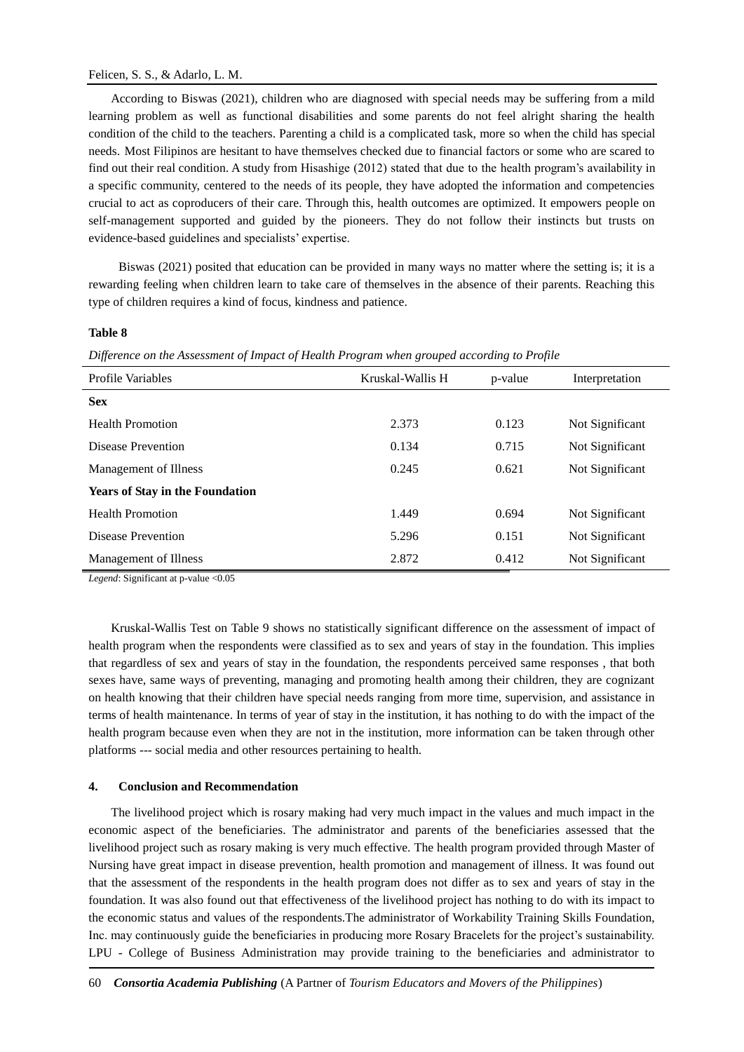According to Biswas (2021), children who are diagnosed with special needs may be suffering from a mild learning problem as well as functional disabilities and some parents do not feel alright sharing the health condition of the child to the teachers. Parenting a child is a complicated task, more so when the child has special needs. Most Filipinos are hesitant to have themselves checked due to financial factors or some who are scared to find out their real condition. A study from Hisashige (2012) stated that due to the health program's availability in a specific community, centered to the needs of its people, they have adopted the information and competencies crucial to act as coproducers of their care. Through this, health outcomes are optimized. It empowers people on self-management supported and guided by the pioneers. They do not follow their instincts but trusts on evidence-based guidelines and specialists' expertise.

Biswas (2021) posited that education can be provided in many ways no matter where the setting is; it is a rewarding feeling when children learn to take care of themselves in the absence of their parents. Reaching this type of children requires a kind of focus, kindness and patience.

**Table 8**

*Difference on the Assessment of Impact of Health Program when grouped according to Profile*

| Profile Variables | Kruskal-Wallis H | p-value | Interpretation |
|---|---|---|---|
| **Sex** | | | |
| Health Promotion | 2.373 | 0.123 | Not Significant |
| Disease Prevention | 0.134 | 0.715 | Not Significant |
| Management of Illness | 0.245 | 0.621 | Not Significant |
| **Years of Stay in the Foundation** | | | |
| Health Promotion | 1.449 | 0.694 | Not Significant |
| Disease Prevention | 5.296 | 0.151 | Not Significant |
| Management of Illness | 2.872 | 0.412 | Not Significant |

*Legend*: Significant at p-value <0.05

Kruskal-Wallis Test on Table 9 shows no statistically significant difference on the assessment of impact of health program when the respondents were classified as to sex and years of stay in the foundation. This implies that regardless of sex and years of stay in the foundation, the respondents perceived same responses , that both sexes have, same ways of preventing, managing and promoting health among their children, they are cognizant on health knowing that their children have special needs ranging from more time, supervision, and assistance in terms of health maintenance. In terms of year of stay in the institution, it has nothing to do with the impact of the health program because even when they are not in the institution, more information can be taken through other platforms --- social media and other resources pertaining to health.

## 4. Conclusion and Recommendation

The livelihood project which is rosary making had very much impact in the values and much impact in the economic aspect of the beneficiaries. The administrator and parents of the beneficiaries assessed that the livelihood project such as rosary making is very much effective. The health program provided through Master of Nursing have great impact in disease prevention, health promotion and management of illness. It was found out that the assessment of the respondents in the health program does not differ as to sex and years of stay in the foundation. It was also found out that effectiveness of the livelihood project has nothing to do with its impact to the economic status and values of the respondents.The administrator of Workability Training Skills Foundation, Inc. may continuously guide the beneficiaries in producing more Rosary Bracelets for the project's sustainability. LPU - College of Business Administration may provide training to the beneficiaries and administrator to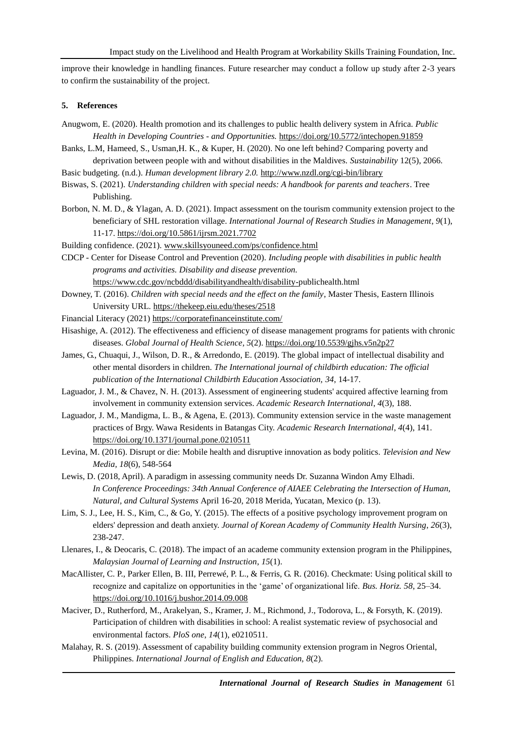improve their knowledge in handling finances. Future researcher may conduct a follow up study after 2-3 years to confirm the sustainability of the project.

## 5. References

Anugwom, E. (2020). Health promotion and its challenges to public health delivery system in Africa. *Public Health in Developing Countries - and Opportunities.* https://doi.org/10.5772/intechopen.91859

Banks, L.M, Hameed, S., Usman,H. K., & Kuper, H. (2020). No one left behind? Comparing poverty and deprivation between people with and without disabilities in the Maldives. *Sustainability* 12(5), 2066.

Basic budgeting. (n.d.). *Human development library 2.0.* http://www.nzdl.org/cgi-bin/library

Biswas, S. (2021). *Understanding children with special needs: A handbook for parents and teachers*. Tree Publishing.

Borbon, N. M. D., & Ylagan, A. D. (2021). Impact assessment on the tourism community extension project to the beneficiary of SHL restoration village. *International Journal of Research Studies in Management*, *9*(1), 11-17. https://doi.org/10.5861/ijrsm.2021.7702

Building confidence. (2021). www.skillsyouneed.com/ps/confidence.html

CDCP - Center for Disease Control and Prevention (2020). *Including people with disabilities in public health programs and activities. Disability and disease prevention.* https://www.cdc.gov/ncbddd/disabilityandhealth/disability-publichealth.html

Downey, T. (2016). *Children with special needs and the effect on the family*, Master Thesis, Eastern Illinois University URL. https://thekeep.eiu.edu/theses/2518

Financial Literacy (2021) https://corporatefinanceinstitute.com/

Hisashige, A. (2012). The effectiveness and efficiency of disease management programs for patients with chronic diseases. *Global Journal of Health Science, 5*(2). https://doi.org/10.5539/gjhs.v5n2p27

James, G., Chuaqui, J., Wilson, D. R., & Arredondo, E. (2019). The global impact of intellectual disability and other mental disorders in children. *The International journal of childbirth education: The official publication of the International Childbirth Education Association*, *34*, 14-17.

Laguador, J. M., & Chavez, N. H. (2013). Assessment of engineering students' acquired affective learning from involvement in community extension services. *Academic Research International*, *4*(3), 188.

Laguador, J. M., Mandigma, L. B., & Agena, E. (2013). Community extension service in the waste management practices of Brgy. Wawa Residents in Batangas City. *Academic Research International*, *4*(4), 141. https://doi.org/10.1371/journal.pone.0210511

Levina, M. (2016). Disrupt or die: Mobile health and disruptive innovation as body politics. *Television and New Media, 18*(6), 548-564

Lewis, D. (2018, April). A paradigm in assessing community needs Dr. Suzanna Windon Amy Elhadi. *In Conference Proceedings: 34th Annual Conference of AIAEE Celebrating the Intersection of Human, Natural, and Cultural Systems* April 16-20, 2018 Merida, Yucatan, Mexico (p. 13).

Lim, S. J., Lee, H. S., Kim, C., & Go, Y. (2015). The effects of a positive psychology improvement program on elders' depression and death anxiety. *Journal of Korean Academy of Community Health Nursing*, *26*(3), 238-247.

Llenares, I., & Deocaris, C. (2018). The impact of an academe community extension program in the Philippines, *Malaysian Journal of Learning and Instruction*, *15*(1).

MacAllister, C. P., Parker Ellen, B. III, Perrewé, P. L., & Ferris, G. R. (2016). Checkmate: Using political skill to recognize and capitalize on opportunities in the 'game' of organizational life. *Bus. Horiz. 58*, 25–34. https://doi.org/10.1016/j.bushor.2014.09.008

Maciver, D., Rutherford, M., Arakelyan, S., Kramer, J. M., Richmond, J., Todorova, L., & Forsyth, K. (2019). Participation of children with disabilities in school: A realist systematic review of psychosocial and environmental factors. *PloS one*, *14*(1), e0210511.

Malahay, R. S. (2019). Assessment of capability building community extension program in Negros Oriental, Philippines. *International Journal of English and Education, 8*(2).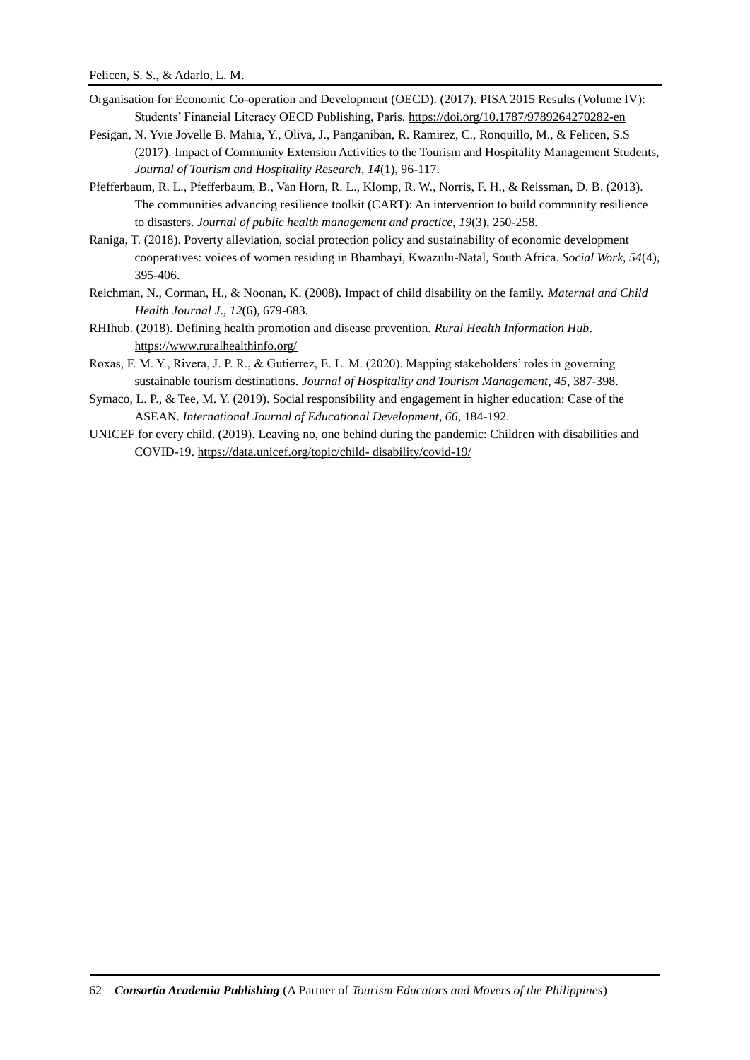Organisation for Economic Co-operation and Development (OECD). (2017). PISA 2015 Results (Volume IV): Students' Financial Literacy OECD Publishing, Paris. https://doi.org/10.1787/9789264270282-en

Pesigan, N. Yvie Jovelle B. Mahia, Y., Oliva, J., Panganiban, R. Ramirez, C., Ronquillo, M., & Felicen, S.S (2017). Impact of Community Extension Activities to the Tourism and Hospitality Management Students, *Journal of Tourism and Hospitality Research*, *14*(1), 96-117.

Pfefferbaum, R. L., Pfefferbaum, B., Van Horn, R. L., Klomp, R. W., Norris, F. H., & Reissman, D. B. (2013). The communities advancing resilience toolkit (CART): An intervention to build community resilience to disasters. *Journal of public health management and practice*, *19*(3), 250-258.

Raniga, T. (2018). Poverty alleviation, social protection policy and sustainability of economic development cooperatives: voices of women residing in Bhambayi, Kwazulu-Natal, South Africa. *Social Work*, *54*(4), 395-406.

Reichman, N., Corman, H., & Noonan, K. (2008). Impact of child disability on the family. *Maternal and Child Health Journal J*., *12*(6), 679-683.

RHIhub. (2018). Defining health promotion and disease prevention. *Rural Health Information Hub*. https://www.ruralhealthinfo.org/

Roxas, F. M. Y., Rivera, J. P. R., & Gutierrez, E. L. M. (2020). Mapping stakeholders' roles in governing sustainable tourism destinations. *Journal of Hospitality and Tourism Management*, *45*, 387-398.

Symaco, L. P., & Tee, M. Y. (2019). Social responsibility and engagement in higher education: Case of the ASEAN. *International Journal of Educational Development*, *66*, 184-192.

UNICEF for every child. (2019). Leaving no, one behind during the pandemic: Children with disabilities and COVID-19. https://data.unicef.org/topic/child- disability/covid-19/